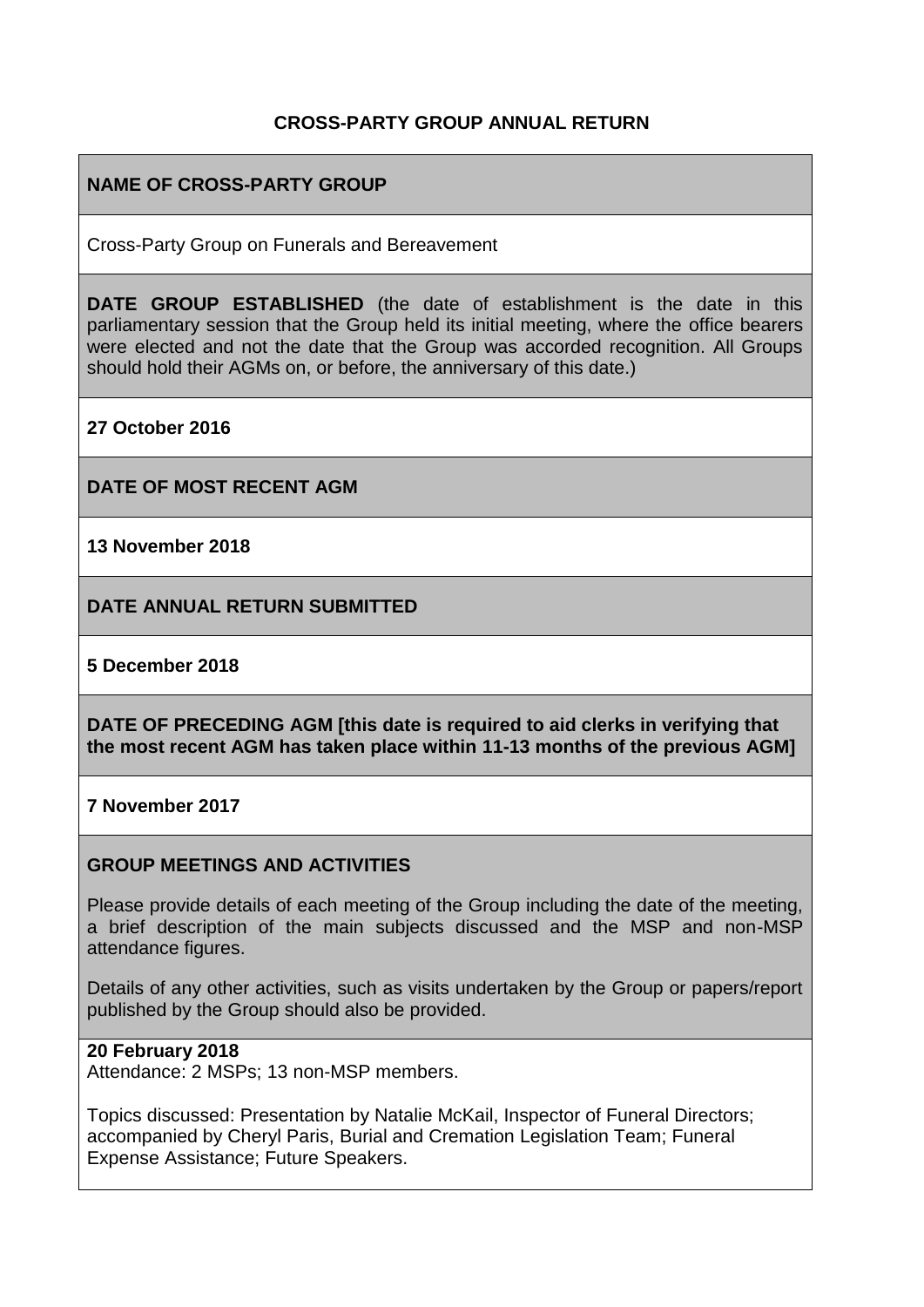# CROSS-PARTY GROUP ANNUAL RETURN

**NAME OF CROSS-PARTY GROUP**

Cross-Party Group on Funerals and Bereavement

**DATE GROUP ESTABLISHED** (the date of establishment is the date in this parliamentary session that the Group held its initial meeting, where the office bearers were elected and not the date that the Group was accorded recognition. All Groups should hold their AGMs on, or before, the anniversary of this date.)

**27 October 2016**

**DATE OF MOST RECENT AGM**

**13 November 2018**

**DATE ANNUAL RETURN SUBMITTED**

**5 December 2018**

**DATE OF PRECEDING AGM [this date is required to aid clerks in verifying that the most recent AGM has taken place within 11-13 months of the previous AGM]**

**7 November 2017**

**GROUP MEETINGS AND ACTIVITIES**

Please provide details of each meeting of the Group including the date of the meeting, a brief description of the main subjects discussed and the MSP and non-MSP attendance figures.

Details of any other activities, such as visits undertaken by the Group or papers/report published by the Group should also be provided.

**20 February 2018**
Attendance: 2 MSPs; 13 non-MSP members.

Topics discussed: Presentation by Natalie McKail, Inspector of Funeral Directors; accompanied by Cheryl Paris, Burial and Cremation Legislation Team; Funeral Expense Assistance; Future Speakers.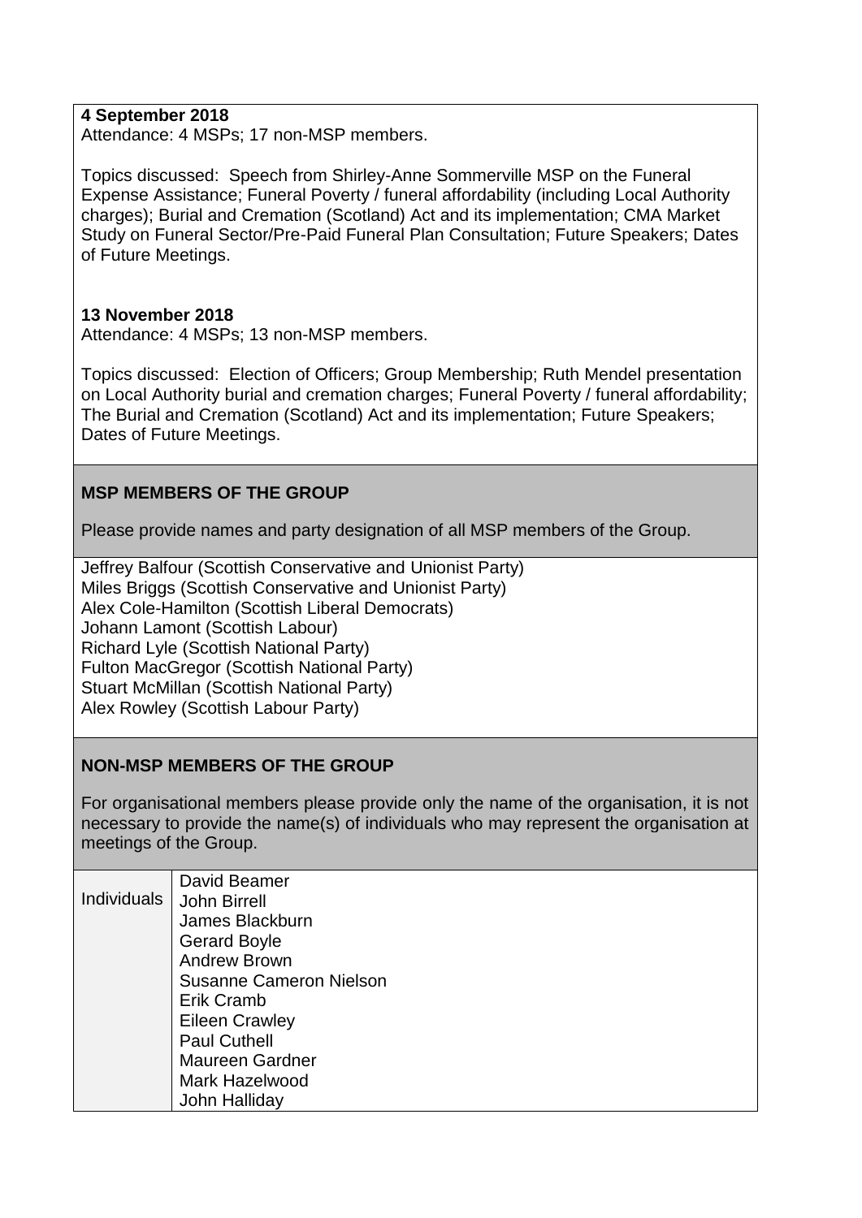**4 September 2018**
Attendance: 4 MSPs; 17 non-MSP members.

Topics discussed: Speech from Shirley-Anne Sommerville MSP on the Funeral Expense Assistance; Funeral Poverty / funeral affordability (including Local Authority charges); Burial and Cremation (Scotland) Act and its implementation; CMA Market Study on Funeral Sector/Pre-Paid Funeral Plan Consultation; Future Speakers; Dates of Future Meetings.

**13 November 2018**
Attendance: 4 MSPs; 13 non-MSP members.

Topics discussed: Election of Officers; Group Membership; Ruth Mendel presentation on Local Authority burial and cremation charges; Funeral Poverty / funeral affordability; The Burial and Cremation (Scotland) Act and its implementation; Future Speakers; Dates of Future Meetings.

## MSP MEMBERS OF THE GROUP

Please provide names and party designation of all MSP members of the Group.

Jeffrey Balfour (Scottish Conservative and Unionist Party)
Miles Briggs (Scottish Conservative and Unionist Party)
Alex Cole-Hamilton (Scottish Liberal Democrats)
Johann Lamont (Scottish Labour)
Richard Lyle (Scottish National Party)
Fulton MacGregor (Scottish National Party)
Stuart McMillan (Scottish National Party)
Alex Rowley (Scottish Labour Party)

## NON-MSP MEMBERS OF THE GROUP

For organisational members please provide only the name of the organisation, it is not necessary to provide the name(s) of individuals who may represent the organisation at meetings of the Group.

| | |
|---|---|
| Individuals | David Beamer<br>John Birrell<br>James Blackburn<br>Gerard Boyle<br>Andrew Brown<br>Susanne Cameron Nielson<br>Erik Cramb<br>Eileen Crawley<br>Paul Cuthell<br>Maureen Gardner<br>Mark Hazelwood<br>John Halliday |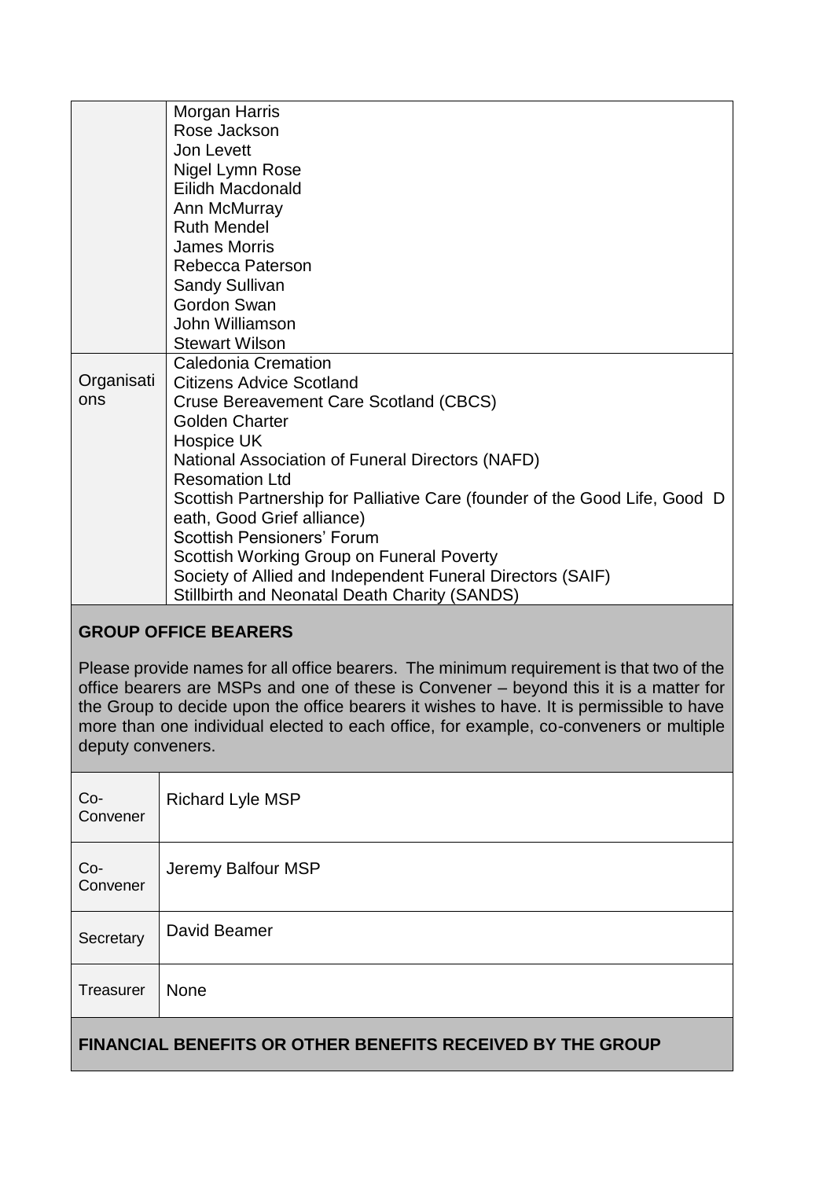| | |
|---|---|
| | Morgan Harris<br>Rose Jackson<br>Jon Levett<br>Nigel Lymn Rose<br>Eilidh Macdonald<br>Ann McMurray<br>Ruth Mendel<br>James Morris<br>Rebecca Paterson<br>Sandy Sullivan<br>Gordon Swan<br>John Williamson<br>Stewart Wilson |
| Organisations | Caledonia Cremation<br>Citizens Advice Scotland<br>Cruse Bereavement Care Scotland (CBCS)<br>Golden Charter<br>Hospice UK<br>National Association of Funeral Directors (NAFD)<br>Resomation Ltd<br>Scottish Partnership for Palliative Care (founder of the Good Life, Good Death, Good Grief alliance)<br>Scottish Pensioners' Forum<br>Scottish Working Group on Funeral Poverty<br>Society of Allied and Independent Funeral Directors (SAIF)<br>Stillbirth and Neonatal Death Charity (SANDS) |

## GROUP OFFICE BEARERS

Please provide names for all office bearers. The minimum requirement is that two of the office bearers are MSPs and one of these is Convener – beyond this it is a matter for the Group to decide upon the office bearers it wishes to have. It is permissible to have more than one individual elected to each office, for example, co-conveners or multiple deputy conveners.

| | |
|---|---|
| Co-Convener | Richard Lyle MSP |
| Co-Convener | Jeremy Balfour MSP |
| Secretary | David Beamer |
| Treasurer | None |

## FINANCIAL BENEFITS OR OTHER BENEFITS RECEIVED BY THE GROUP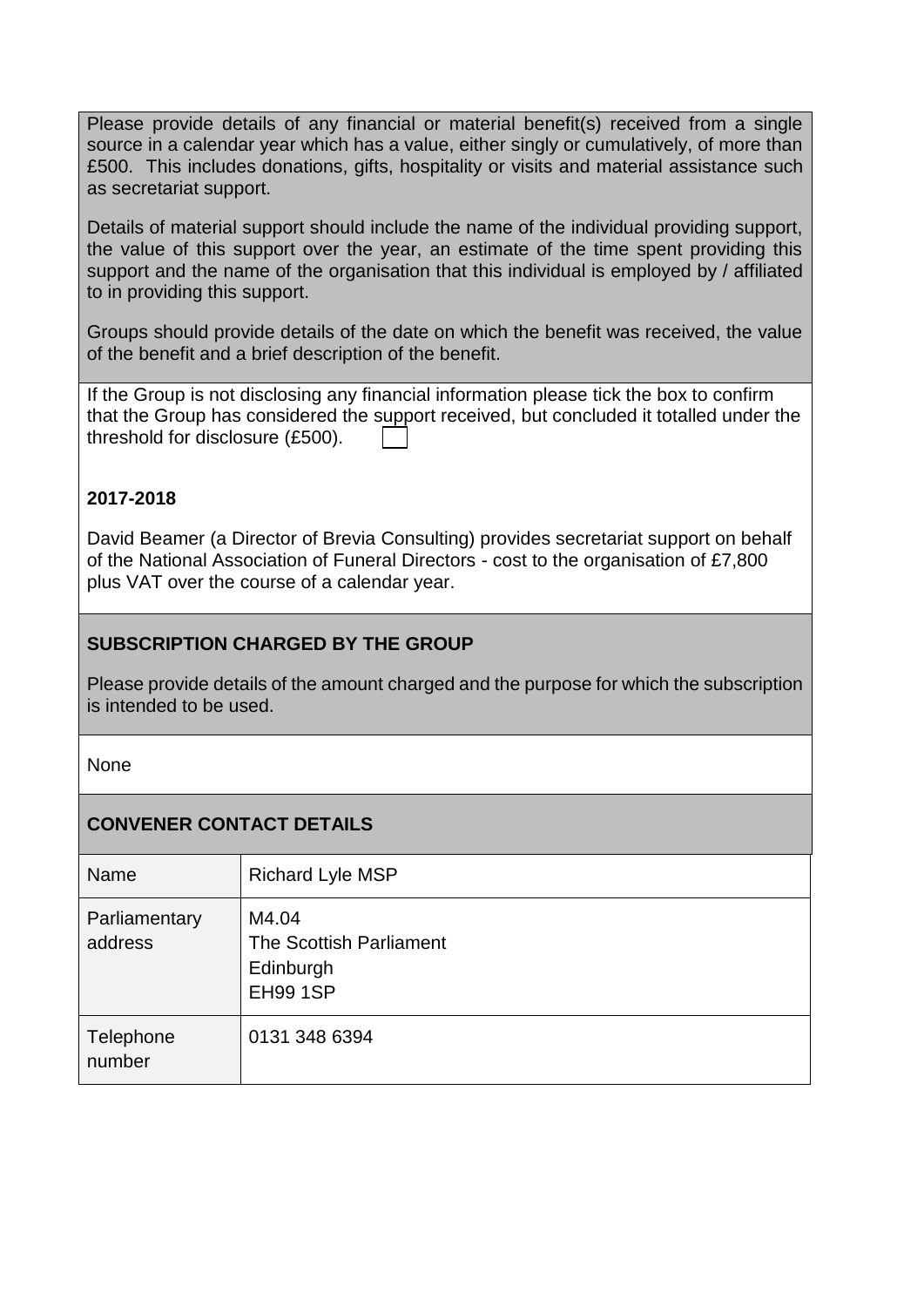Please provide details of any financial or material benefit(s) received from a single source in a calendar year which has a value, either singly or cumulatively, of more than £500. This includes donations, gifts, hospitality or visits and material assistance such as secretariat support.

Details of material support should include the name of the individual providing support, the value of this support over the year, an estimate of the time spent providing this support and the name of the organisation that this individual is employed by / affiliated to in providing this support.

Groups should provide details of the date on which the benefit was received, the value of the benefit and a brief description of the benefit.

If the Group is not disclosing any financial information please tick the box to confirm that the Group has considered the support received, but concluded it totalled under the threshold for disclosure (£500). ☐

**2017-2018**

David Beamer (a Director of Brevia Consulting) provides secretariat support on behalf of the National Association of Funeral Directors - cost to the organisation of £7,800 plus VAT over the course of a calendar year.

## SUBSCRIPTION CHARGED BY THE GROUP

Please provide details of the amount charged and the purpose for which the subscription is intended to be used.

None

## CONVENER CONTACT DETAILS

| | |
|---|---|
| Name | Richard Lyle MSP |
| Parliamentary address | M4.04<br>The Scottish Parliament<br>Edinburgh<br>EH99 1SP |
| Telephone number | 0131 348 6394 |